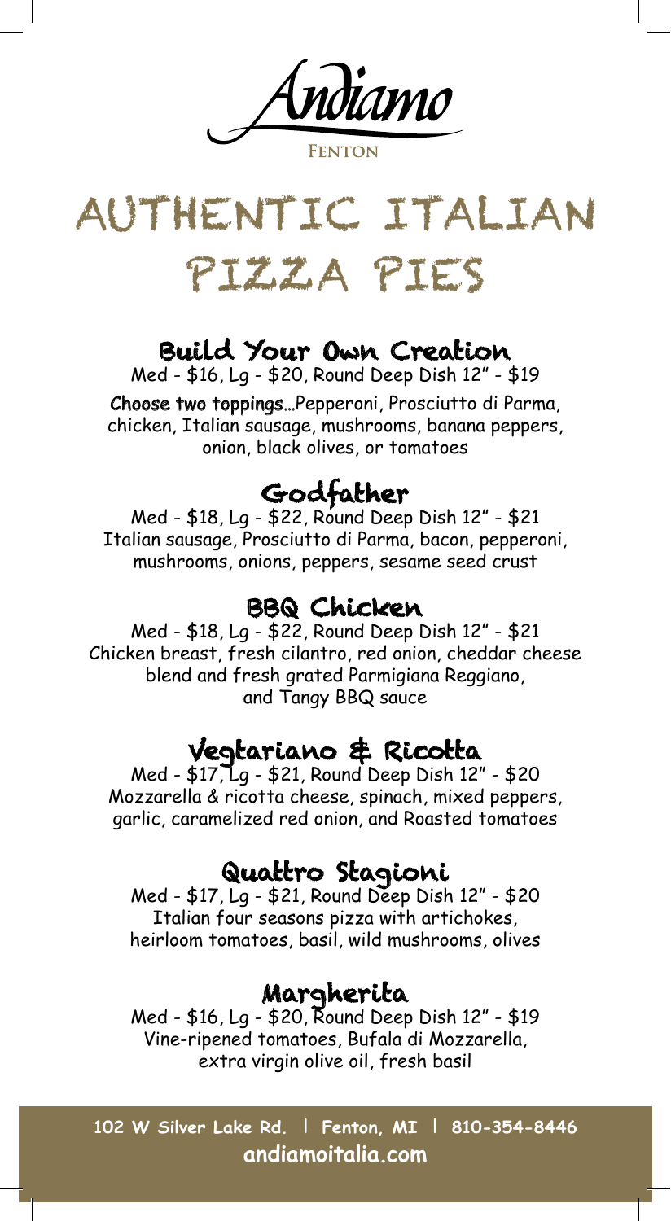# Andiamo

FENTON

# AUTHENTIC ITALIAN PIZZA PIES

## Build Your Own Creation

Med - $16, Lg - $20, Round Deep Dish 12" - $19

**Choose two toppings**...Pepperoni, Prosciutto di Parma, chicken, Italian sausage, mushrooms, banana peppers, onion, black olives, or tomatoes

## Godfather

Med - $18, Lg - $22, Round Deep Dish 12" - $21

Italian sausage, Prosciutto di Parma, bacon, pepperoni, mushrooms, onions, peppers, sesame seed crust

## BBQ Chicken

Med - $18, Lg - $22, Round Deep Dish 12" - $21

Chicken breast, fresh cilantro, red onion, cheddar cheese blend and fresh grated Parmigiana Reggiano, and Tangy BBQ sauce

## Vegtariano & Ricotta

Med - $17, Lg - $21, Round Deep Dish 12" - $20

Mozzarella & ricotta cheese, spinach, mixed peppers, garlic, caramelized red onion, and Roasted tomatoes

## Quattro Stagioni

Med - $17, Lg - $21, Round Deep Dish 12" - $20

Italian four seasons pizza with artichokes, heirloom tomatoes, basil, wild mushrooms, olives

## Margherita

Med - $16, Lg - $20, Round Deep Dish 12" - $19

Vine-ripened tomatoes, Bufala di Mozzarella, extra virgin olive oil, fresh basil

**102 W Silver Lake Rd. | Fenton, MI | 810-354-8446**

**andiamoitalia.com**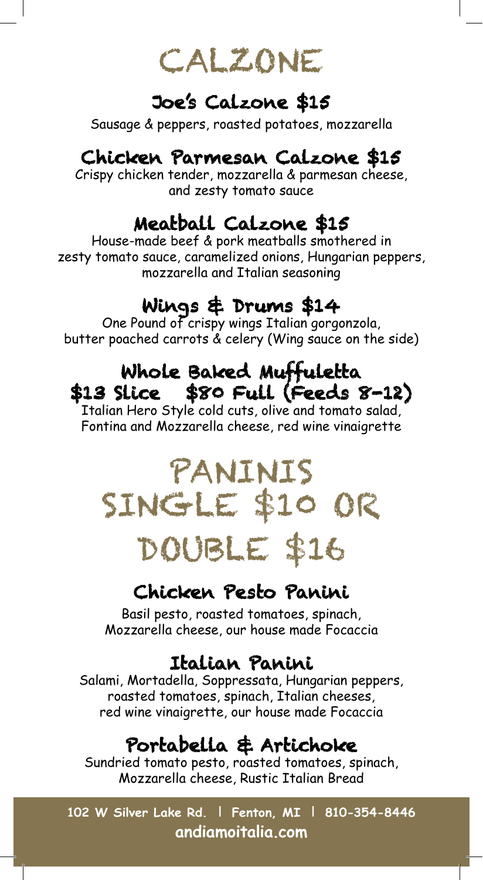# CALZONE

## Joe's Calzone $15

Sausage & peppers, roasted potatoes, mozzarella

## Chicken Parmesan Calzone $15

Crispy chicken tender, mozzarella & parmesan cheese, and zesty tomato sauce

## Meatball Calzone $15

House-made beef & pork meatballs smothered in zesty tomato sauce, caramelized onions, Hungarian peppers, mozzarella and Italian seasoning

## Wings & Drums $14

One Pound of crispy wings Italian gorgonzola, butter poached carrots & celery (Wing sauce on the side)

## Whole Baked Muffuletta
## $13 Slice $80 Full (Feeds 8-12)

Italian Hero Style cold cuts, olive and tomato salad, Fontina and Mozzarella cheese, red wine vinaigrette

# PANINIS SINGLE $10 OR DOUBLE $16

## Chicken Pesto Panini

Basil pesto, roasted tomatoes, spinach, Mozzarella cheese, our house made Focaccia

## Italian Panini

Salami, Mortadella, Soppressata, Hungarian peppers, roasted tomatoes, spinach, Italian cheeses, red wine vinaigrette, our house made Focaccia

## Portabella & Artichoke

Sundried tomato pesto, roasted tomatoes, spinach, Mozzarella cheese, Rustic Italian Bread

**102 W Silver Lake Rd. | Fenton, MI | 810-354-8446**
**andiamoitalia.com**